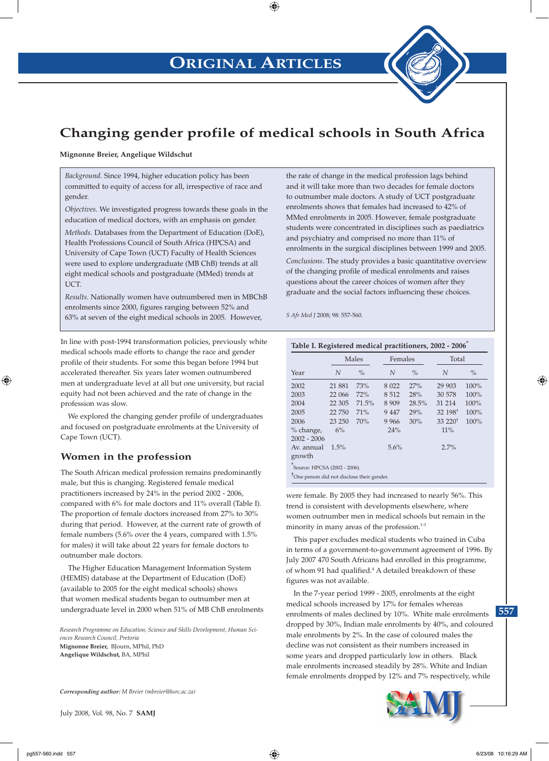# Changing gender profile of medical schools in South Africa

**Mignonne Breier, Angelique Wildschut**

*Background*. Since 1994, higher education policy has been committed to equity of access for all, irrespective of race and gender.

*Objectives*. We investigated progress towards these goals in the education of medical doctors, with an emphasis on gender.

*Methods*. Databases from the Department of Education (DoE), Health Professions Council of South Africa (HPCSA) and University of Cape Town (UCT) Faculty of Health Sciences were used to explore undergraduate (MB ChB) trends at all eight medical schools and postgraduate (MMed) trends at UCT.

*Results*. Nationally women have outnumbered men in MBChB enrolments since 2000, figures ranging between 52% and 63% at seven of the eight medical schools in 2005. However, the rate of change in the medical profession lags behind and it will take more than two decades for female doctors to outnumber male doctors. A study of UCT postgraduate enrolments shows that females had increased to 42% of MMed enrolments in 2005. However, female postgraduate students were concentrated in disciplines such as paediatrics and psychiatry and comprised no more than 11% of enrolments in the surgical disciplines between 1999 and 2005.

*Conclusions*. The study provides a basic quantitative overview of the changing profile of medical enrolments and raises questions about the career choices of women after they graduate and the social factors influencing these choices.

*S Afr Med J* 2008; 98: 557-560.

In line with post-1994 transformation policies, previously white medical schools made efforts to change the race and gender profile of their students. For some this began before 1994 but accelerated thereafter. Six years later women outnumbered men at undergraduate level at all but one university, but racial equity had not been achieved and the rate of change in the profession was slow.

We explored the changing gender profile of undergraduates and focused on postgraduate enrolments at the University of Cape Town (UCT).

## Women in the profession

The South African medical profession remains predominantly male, but this is changing. Registered female medical practitioners increased by 24% in the period 2002 - 2006, compared with 6% for male doctors and 11% overall (Table I). The proportion of female doctors increased from 27% to 30% during that period. However, at the current rate of growth of female numbers (5.6% over the 4 years, compared with 1.5% for males) it will take about 22 years for female doctors to outnumber male doctors.

The Higher Education Management Information System (HEMIS) database at the Department of Education (DoE) (available to 2005 for the eight medical schools) shows that women medical students began to outnumber men at undergraduate level in 2000 when 51% of MB ChB enrolments were female. By 2005 they had increased to nearly 56%. This trend is consistent with developments elsewhere, where women outnumber men in medical schools but remain in the minority in many areas of the profession.[1-3]

**Table I. Registered medical practitioners, 2002 - 2006***

| | Males | | Females | | Total | |
|---|---|---|---|---|---|---|
| Year | *N* | % | *N* | % | *N* | % |
| 2002 | 21 881 | 73% | 8 022 | 27% | 29 903 | 100% |
| 2003 | 22 066 | 72% | 8 512 | 28% | 30 578 | 100% |
| 2004 | 22 305 | 71.5% | 8 909 | 28.5% | 31 214 | 100% |
| 2005 | 22 750 | 71% | 9 447 | 29% | 32 198† | 100% |
| 2006 | 23 250 | 70% | 9 966 | 30% | 33 220† | 100% |
| % change, 2002 - 2006 | 6% | | 24% | | 11% | |
| Av. annual growth | 1.5% | | 5.6% | | 2.7% | |

*Source: HPCSA (2002 - 2006).
†One person did not disclose their gender.

This paper excludes medical students who trained in Cuba in terms of a government-to-government agreement of 1996. By July 2007 470 South Africans had enrolled in this programme, of whom 91 had qualified.[4] A detailed breakdown of these figures was not available.

In the 7-year period 1999 - 2005, enrolments at the eight medical schools increased by 17% for females whereas enrolments of males declined by 10%. White male enrolments dropped by 30%, Indian male enrolments by 40%, and coloured male enrolments by 2%. In the case of coloured males the decline was not consistent as their numbers increased in some years and dropped particularly low in others. Black male enrolments increased steadily by 28%. White and Indian female enrolments dropped by 12% and 7% respectively, while

*Research Programme on Education, Science and Skills Development, Human Sciences Research Council, Pretoria*
**Mignonne Breier,** BJourn, MPhil, PhD
**Angelique Wildschut,** BA, MPhil

***Corresponding author:*** *M Breier (mbreier@hsrc.ac.za)*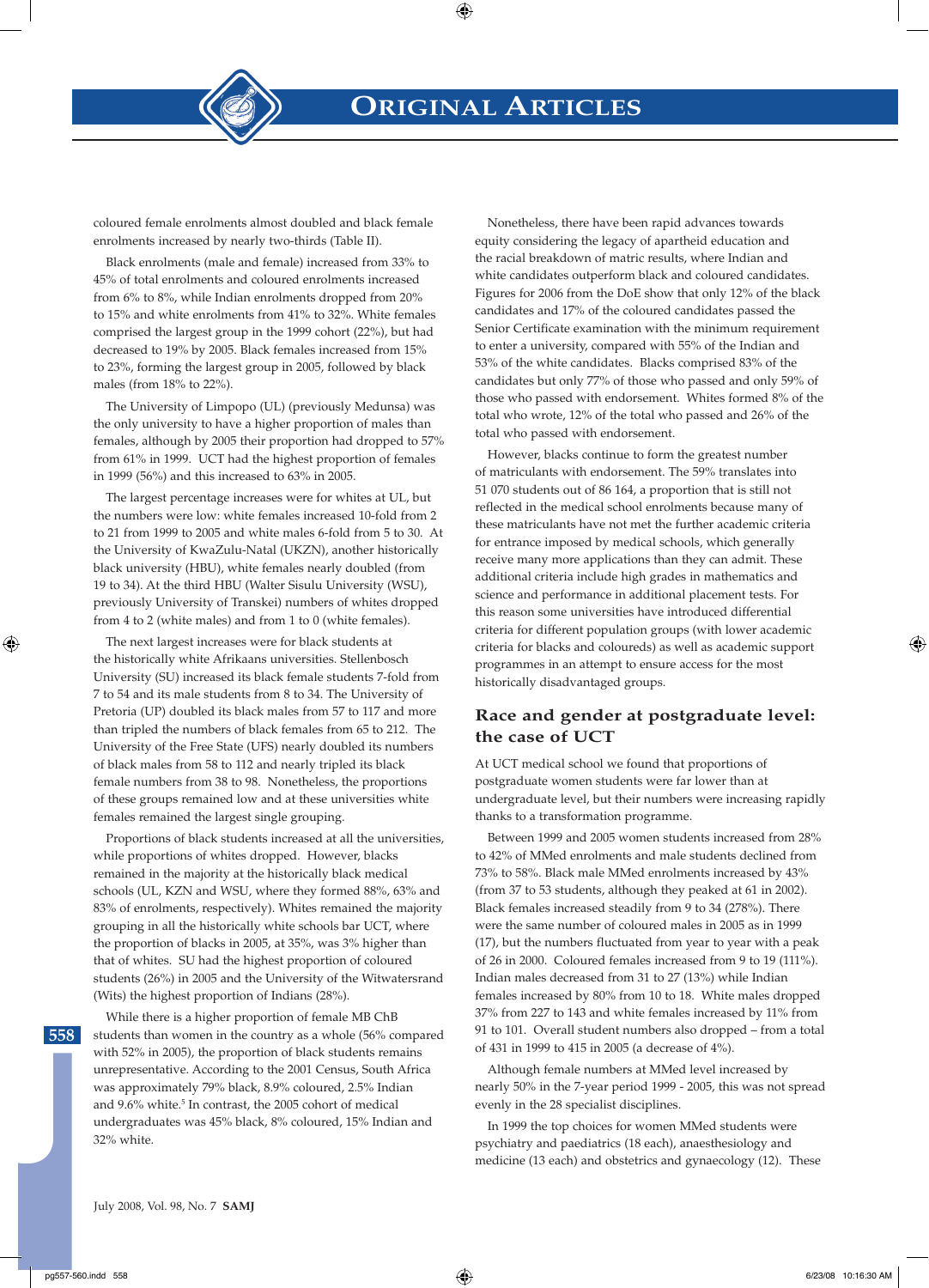coloured female enrolments almost doubled and black female enrolments increased by nearly two-thirds (Table II).

Black enrolments (male and female) increased from 33% to 45% of total enrolments and coloured enrolments increased from 6% to 8%, while Indian enrolments dropped from 20% to 15% and white enrolments from 41% to 32%. White females comprised the largest group in the 1999 cohort (22%), but had decreased to 19% by 2005. Black females increased from 15% to 23%, forming the largest group in 2005, followed by black males (from 18% to 22%).

The University of Limpopo (UL) (previously Medunsa) was the only university to have a higher proportion of males than females, although by 2005 their proportion had dropped to 57% from 61% in 1999. UCT had the highest proportion of females in 1999 (56%) and this increased to 63% in 2005.

The largest percentage increases were for whites at UL, but the numbers were low: white females increased 10-fold from 2 to 21 from 1999 to 2005 and white males 6-fold from 5 to 30. At the University of KwaZulu-Natal (UKZN), another historically black university (HBU), white females nearly doubled (from 19 to 34). At the third HBU (Walter Sisulu University (WSU), previously University of Transkei) numbers of whites dropped from 4 to 2 (white males) and from 1 to 0 (white females).

The next largest increases were for black students at the historically white Afrikaans universities. Stellenbosch University (SU) increased its black female students 7-fold from 7 to 54 and its male students from 8 to 34. The University of Pretoria (UP) doubled its black males from 57 to 117 and more than tripled the numbers of black females from 65 to 212. The University of the Free State (UFS) nearly doubled its numbers of black males from 58 to 112 and nearly tripled its black female numbers from 38 to 98. Nonetheless, the proportions of these groups remained low and at these universities white females remained the largest single grouping.

Proportions of black students increased at all the universities, while proportions of whites dropped. However, blacks remained in the majority at the historically black medical schools (UL, KZN and WSU, where they formed 88%, 63% and 83% of enrolments, respectively). Whites remained the majority grouping in all the historically white schools bar UCT, where the proportion of blacks in 2005, at 35%, was 3% higher than that of whites. SU had the highest proportion of coloured students (26%) in 2005 and the University of the Witwatersrand (Wits) the highest proportion of Indians (28%).

While there is a higher proportion of female MB ChB students than women in the country as a whole (56% compared with 52% in 2005), the proportion of black students remains unrepresentative. According to the 2001 Census, South Africa was approximately 79% black, 8.9% coloured, 2.5% Indian and 9.6% white.[5] In contrast, the 2005 cohort of medical undergraduates was 45% black, 8% coloured, 15% Indian and 32% white.

Nonetheless, there have been rapid advances towards equity considering the legacy of apartheid education and the racial breakdown of matric results, where Indian and white candidates outperform black and coloured candidates. Figures for 2006 from the DoE show that only 12% of the black candidates and 17% of the coloured candidates passed the Senior Certificate examination with the minimum requirement to enter a university, compared with 55% of the Indian and 53% of the white candidates. Blacks comprised 83% of the candidates but only 77% of those who passed and only 59% of those who passed with endorsement. Whites formed 8% of the total who wrote, 12% of the total who passed and 26% of the total who passed with endorsement.

However, blacks continue to form the greatest number of matriculants with endorsement. The 59% translates into 51 070 students out of 86 164, a proportion that is still not reflected in the medical school enrolments because many of these matriculants have not met the further academic criteria for entrance imposed by medical schools, which generally receive many more applications than they can admit. These additional criteria include high grades in mathematics and science and performance in additional placement tests. For this reason some universities have introduced differential criteria for different population groups (with lower academic criteria for blacks and coloureds) as well as academic support programmes in an attempt to ensure access for the most historically disadvantaged groups.

## Race and gender at postgraduate level: the case of UCT

At UCT medical school we found that proportions of postgraduate women students were far lower than at undergraduate level, but their numbers were increasing rapidly thanks to a transformation programme.

Between 1999 and 2005 women students increased from 28% to 42% of MMed enrolments and male students declined from 73% to 58%. Black male MMed enrolments increased by 43% (from 37 to 53 students, although they peaked at 61 in 2002). Black females increased steadily from 9 to 34 (278%). There were the same number of coloured males in 2005 as in 1999 (17), but the numbers fluctuated from year to year with a peak of 26 in 2000. Coloured females increased from 9 to 19 (111%). Indian males decreased from 31 to 27 (13%) while Indian females increased by 80% from 10 to 18. White males dropped 37% from 227 to 143 and white females increased by 11% from 91 to 101. Overall student numbers also dropped – from a total of 431 in 1999 to 415 in 2005 (a decrease of 4%).

Although female numbers at MMed level increased by nearly 50% in the 7-year period 1999 - 2005, this was not spread evenly in the 28 specialist disciplines.

In 1999 the top choices for women MMed students were psychiatry and paediatrics (18 each), anaesthesiology and medicine (13 each) and obstetrics and gynaecology (12). These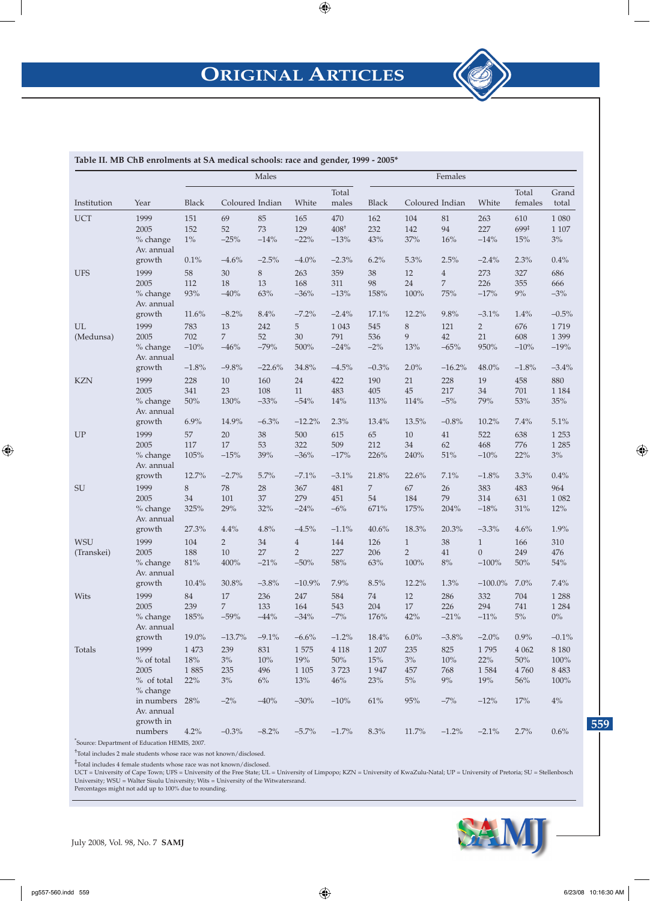**Table II. MB ChB enrolments at SA medical schools: race and gender, 1999 - 2005***

| Institution | Year | Males | | | | | Females | | | | | |
|---|---|---|---|---|---|---|---|---|---|---|---|---|
| | | Black | Coloured | Indian | White | Total males | Black | Coloured | Indian | White | Total females | Grand total |
| UCT | 1999 | 151 | 69 | 85 | 165 | 470 | 162 | 104 | 81 | 263 | 610 | 1 080 |
| | 2005 | 152 | 52 | 73 | 129 | 408† | 232 | 142 | 94 | 227 | 699‡ | 1 107 |
| | % change | 1% | −25% | −14% | −22% | −13% | 43% | 37% | 16% | −14% | 15% | 3% |
| | Av. annual growth | 0.1% | −4.6% | −2.5% | −4.0% | −2.3% | 6.2% | 5.3% | 2.5% | −2.4% | 2.3% | 0.4% |
| UFS | 1999 | 58 | 30 | 8 | 263 | 359 | 38 | 12 | 4 | 273 | 327 | 686 |
| | 2005 | 112 | 18 | 13 | 168 | 311 | 98 | 24 | 7 | 226 | 355 | 666 |
| | % change | 93% | −40% | 63% | −36% | −13% | 158% | 100% | 75% | −17% | 9% | −3% |
| | Av. annual growth | 11.6% | −8.2% | 8.4% | −7.2% | −2.4% | 17.1% | 12.2% | 9.8% | −3.1% | 1.4% | −0.5% |
| UL (Medunsa) | 1999 | 783 | 13 | 242 | 5 | 1 043 | 545 | 8 | 121 | 2 | 676 | 1 719 |
| | 2005 | 702 | 7 | 52 | 30 | 791 | 536 | 9 | 42 | 21 | 608 | 1 399 |
| | % change | −10% | −46% | −79% | 500% | −24% | −2% | 13% | −65% | 950% | −10% | −19% |
| | Av. annual growth | −1.8% | −9.8% | −22.6% | 34.8% | −4.5% | −0.3% | 2.0% | −16.2% | 48.0% | −1.8% | −3.4% |
| KZN | 1999 | 228 | 10 | 160 | 24 | 422 | 190 | 21 | 228 | 19 | 458 | 880 |
| | 2005 | 341 | 23 | 108 | 11 | 483 | 405 | 45 | 217 | 34 | 701 | 1 184 |
| | % change | 50% | 130% | −33% | −54% | 14% | 113% | 114% | −5% | 79% | 53% | 35% |
| | Av. annual growth | 6.9% | 14.9% | −6.3% | −12.2% | 2.3% | 13.4% | 13.5% | −0.8% | 10.2% | 7.4% | 5.1% |
| UP | 1999 | 57 | 20 | 38 | 500 | 615 | 65 | 10 | 41 | 522 | 638 | 1 253 |
| | 2005 | 117 | 17 | 53 | 322 | 509 | 212 | 34 | 62 | 468 | 776 | 1 285 |
| | % change | 105% | −15% | 39% | −36% | −17% | 226% | 240% | 51% | −10% | 22% | 3% |
| | Av. annual growth | 12.7% | −2.7% | 5.7% | −7.1% | −3.1% | 21.8% | 22.6% | 7.1% | −1.8% | 3.3% | 0.4% |
| SU | 1999 | 8 | 78 | 28 | 367 | 481 | 7 | 67 | 26 | 383 | 483 | 964 |
| | 2005 | 34 | 101 | 37 | 279 | 451 | 54 | 184 | 79 | 314 | 631 | 1 082 |
| | % change | 325% | 29% | 32% | −24% | −6% | 671% | 175% | 204% | −18% | 31% | 12% |
| | Av. annual growth | 27.3% | 4.4% | 4.8% | −4.5% | −1.1% | 40.6% | 18.3% | 20.3% | −3.3% | 4.6% | 1.9% |
| WSU (Transkei) | 1999 | 104 | 2 | 34 | 4 | 144 | 126 | 1 | 38 | 1 | 166 | 310 |
| | 2005 | 188 | 10 | 27 | 2 | 227 | 206 | 2 | 41 | 0 | 249 | 476 |
| | % change | 81% | 400% | −21% | −50% | 58% | 63% | 100% | 8% | −100% | 50% | 54% |
| | Av. annual growth | 10.4% | 30.8% | −3.8% | −10.9% | 7.9% | 8.5% | 12.2% | 1.3% | −100.0% | 7.0% | 7.4% |
| Wits | 1999 | 84 | 17 | 236 | 247 | 584 | 74 | 12 | 286 | 332 | 704 | 1 288 |
| | 2005 | 239 | 7 | 133 | 164 | 543 | 204 | 17 | 226 | 294 | 741 | 1 284 |
| | % change | 185% | −59% | −44% | −34% | −7% | 176% | 42% | −21% | −11% | 5% | 0% |
| | Av. annual growth | 19.0% | −13.7% | −9.1% | −6.6% | −1.2% | 18.4% | 6.0% | −3.8% | −2.0% | 0.9% | −0.1% |
| Totals | 1999 | 1 473 | 239 | 831 | 1 575 | 4 118 | 1 207 | 235 | 825 | 1 795 | 4 062 | 8 180 |
| | % of total | 18% | 3% | 10% | 19% | 50% | 15% | 3% | 10% | 22% | 50% | 100% |
| | 2005 | 1 885 | 235 | 496 | 1 105 | 3 723 | 1 947 | 457 | 768 | 1 584 | 4 760 | 8 483 |
| | % of total | 22% | 3% | 6% | 13% | 46% | 23% | 5% | 9% | 19% | 56% | 100% |
| | % change in numbers | 28% | −2% | −40% | −30% | −10% | 61% | 95% | −7% | −12% | 17% | 4% |
| | Av. annual growth in numbers | 4.2% | −0.3% | −8.2% | −5.7% | −1.7% | 8.3% | 11.7% | −1.2% | −2.1% | 2.7% | 0.6% |

*Source: Department of Education HEMIS, 2007.

†Total includes 2 male students whose race was not known/disclosed.

‡Total includes 4 female students whose race was not known/disclosed.

UCT = University of Cape Town; UFS = University of the Free State; UL = University of Limpopo; KZN = University of KwaZulu-Natal; UP = University of Pretoria; SU = Stellenbosch University; WSU = Walter Sisulu University; Wits = University of the Witwatersrand.

Percentages might not add up to 100% due to rounding.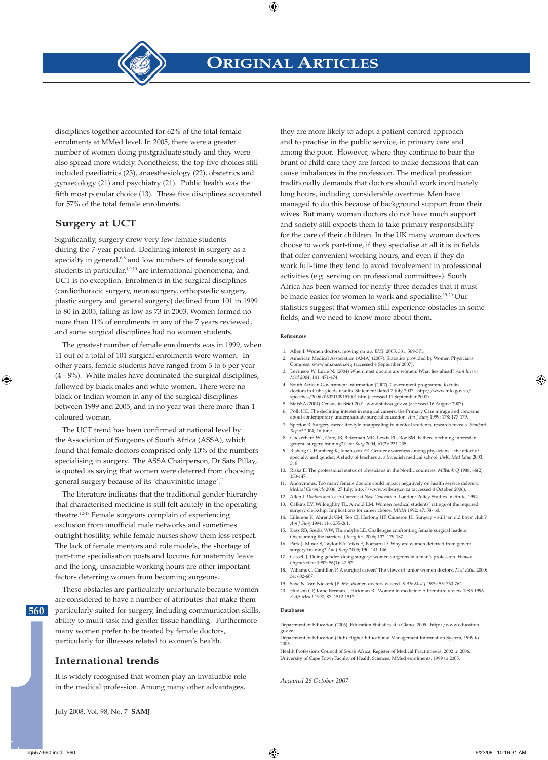disciplines together accounted for 62% of the total female enrolments at MMed level. In 2005, there were a greater number of women doing postgraduate study and they were also spread more widely. Nonetheless, the top five choices still included paediatrics (23), anaesthesiology (22), obstetrics and gynaecology (21) and psychiatry (21). Public health was the fifth most popular choice (13). These five disciplines accounted for 57% of the total female enrolments.

## Surgery at UCT

Significantly, surgery drew very few female students during the 7-year period. Declining interest in surgery as a specialty in general,[6-8] and low numbers of female surgical students in particular,[1,9,10] are international phenomena, and UCT is no exception. Enrolments in the surgical disciplines (cardiothoracic surgery, neurosurgery, orthopaedic surgery, plastic surgery and general surgery) declined from 101 in 1999 to 80 in 2005, falling as low as 73 in 2003. Women formed no more than 11% of enrolments in any of the 7 years reviewed, and some surgical disciplines had no women students.

The greatest number of female enrolments was in 1999, when 11 out of a total of 101 surgical enrolments were women. In other years, female students have ranged from 3 to 6 per year (4 - 8%). White males have dominated the surgical disciplines, followed by black males and white women. There were no black or Indian women in any of the surgical disciplines between 1999 and 2005, and in no year was there more than 1 coloured woman.

The UCT trend has been confirmed at national level by the Association of Surgeons of South Africa (ASSA), which found that female doctors comprised only 10% of the numbers specialising in surgery. The ASSA Chairperson, Dr Sats Pillay, is quoted as saying that women were deterred from choosing general surgery because of its 'chauvinistic image'.[11]

The literature indicates that the traditional gender hierarchy that characterised medicine is still felt acutely in the operating theatre.[12-18] Female surgeons complain of experiencing exclusion from unofficial male networks and sometimes outright hostility, while female nurses show them less respect. The lack of female mentors and role models, the shortage of part-time specialisation posts and locums for maternity leave and the long, unsociable working hours are other important factors deterring women from becoming surgeons.

These obstacles are particularly unfortunate because women are considered to have a number of attributes that make them particularly suited for surgery, including communication skills, ability to multi-task and gentler tissue handling. Furthermore many women prefer to be treated by female doctors, particularly for illnesses related to women's health.

## International trends

It is widely recognised that women play an invaluable role in the medical profession. Among many other advantages, they are more likely to adopt a patient-centred approach and to practise in the public service, in primary care and among the poor. However, where they continue to bear the brunt of child care they are forced to make decisions that can cause imbalances in the profession. The medical profession traditionally demands that doctors should work inordinately long hours, including considerable overtime. Men have managed to do this because of background support from their wives. But many woman doctors do not have much support and society still expects them to take primary responsibility for the care of their children. In the UK many woman doctors choose to work part-time, if they specialise at all it is in fields that offer convenient working hours, and even if they do work full-time they tend to avoid involvement in professional activities (e.g. serving on professional committees). South Africa has been warned for nearly three decades that it must be made easier for women to work and specialise.[19-20] Our statistics suggest that women still experience obstacles in some fields, and we need to know more about them.

### References

1. Allen I. Women doctors: moving on up. *BMJ* 2005; 331: 569-571.
2. American Medical Association (AMA) (2007). Statistics provided by Women Physicians Congress. www.ama-assn.org (accessed 4 September 2007).
3. Levinson W, Lurie N. (2004) When most doctors are women: What lies ahead? *Ann Intern Med* 2004; 141: 471-474.
4. South African Government Information (2007). Government programme to train doctors in Cuba yields results. Statement dated 7 July 2007. http://www.info.gov.za/speeches/2006/06071109151001.htm (accessed 11 September 2007).
5. StatsSA (2004) Census in Brief 2001. www.statssa.gov.za (accessed 16 August 2007).
6. Polk HC. The declining interest in surgical careers, the Primary Care mirage and concerns about contemporary undergraduate surgical education. *Am J Surg* 1999; 178: 177-179.
7. Spector R. Surgery career lifestyle unappealing to medical students, research reveals. *Stanford Report* 2004; 16 June.
8. Cockerham WT, Cofe, JB, Biderman MD, Lewis PL, Roe SM. Is there declining interest in general surgery training? *Curr Surg* 2004; 61(2): 231-235.
9. Risberg G, Hamberg K, Johansson EE. Gender awareness among physicians – the effect of specialty and gender: A study of teachers at a Swedish medical school. *BMC Med Educ* 2003; 3: 8.
10. Riska E. The professional status of physicians in the Nordic countries. *Milbank Q* 1988; 66(2): 133-147.
11. Anonymous. Too many female doctors could impact negatively on health service delivery. *Medical Chronicle* 2006; 27 July. http://www.wilbury.co.za (accessed 4 October 2006).
12. Allen I. *Doctors and Their Careers: A New Generation.* London: Policy Studies Institute, 1994.
13. Calkins EV, Willoughby TL, Arnold LM. Women medical students' ratings of the required surgery clerkship. Implications for career choice. *JAMA* 1992; 47: 58- 60.
14. Lillemoe K, Ahrendt GM, Teo CJ, Herlong HF, Cameron JL. Surgery – still 'an old boys' club'? *Am J Surg* 1994; 116: 255-261.
15. Kass RB, Souba WW, Thorndyke LE. Challenges confronting female surgical leaders: Overcoming the barriers. *J Surg Res* 2006; 132: 179-187.
16. Park J, Minor S, Taylor RA, Vikis E, Poenaru D. Why are women deterred from general surgery training? *Am J Surg* 2005; 190: 141-146.
17. Cassell J. Doing gender, doing surgery: women surgeons in a man's profession. *Human Organization* 1997; 56(1): 47-52.
18. Wiliams C, Cantillon P. A surgical career? The views of junior women doctors. *Med Educ* 2000; 34: 602-607.
19. Saxe N, Van Niekerk JPDeV. Women doctors wasted. *S Afr Med J* 1979; 55: 760-762.
20. Hudson CP, Kane-Berman J, Hickman R. Women in medicine: A literature review 1985-1996. *S Afr Med J* 1997; 87: 1512-1517.

### Databases

Department of Education (2006). Education Statistics at a Glance 2005. http://www.education.gov.za

Department of Education (DoE) Higher Educational Management Information System, 1999 to 2005.

Health Professions Council of South Africa, Register of Medical Practitioners, 2002 to 2006.

University of Cape Town Faculty of Health Sciences, MMed enrolments, 1999 to 2005.

*Accepted 26 October 2007.*